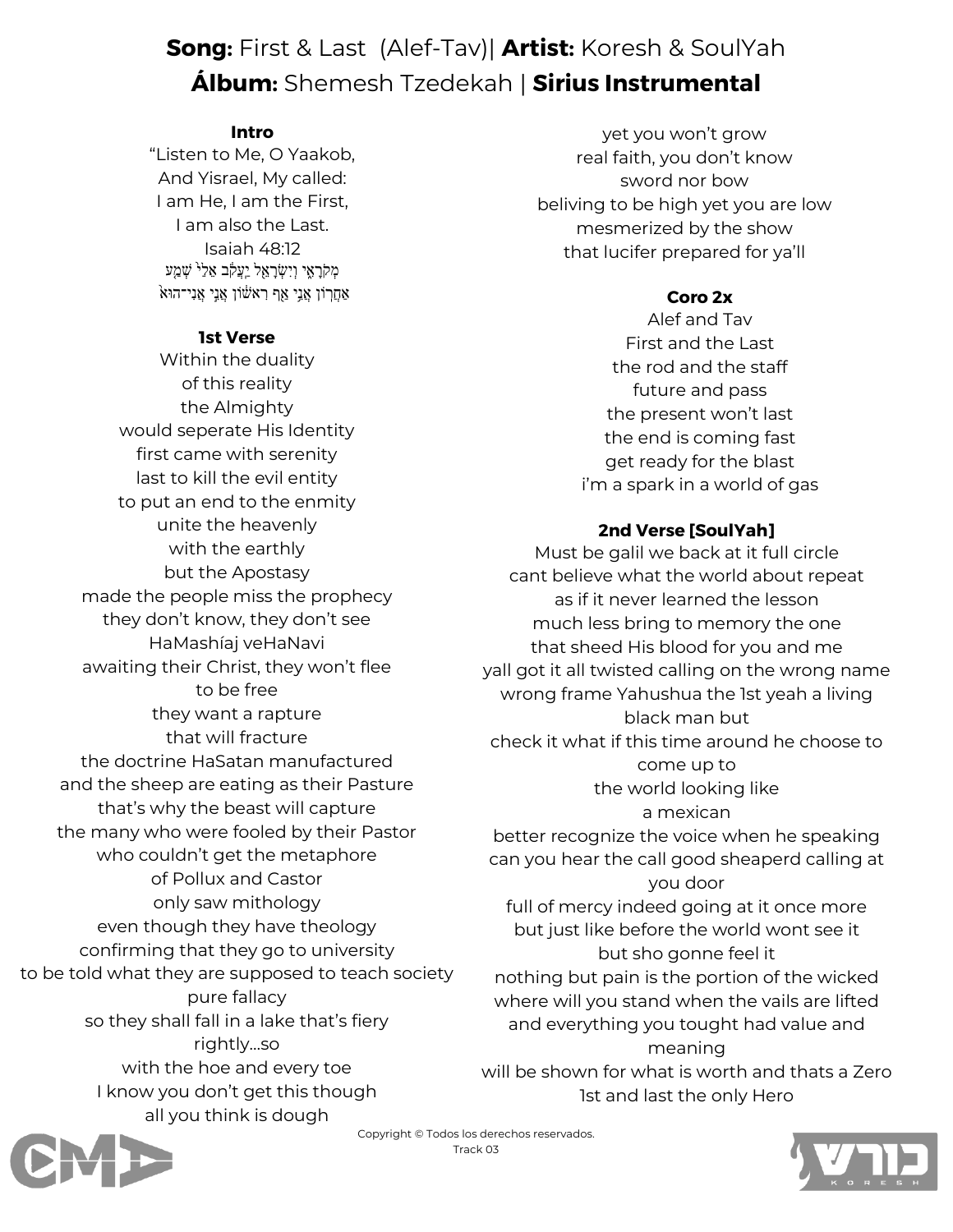**Song:** First & Last (Alef-Tav)| **Artist:** Koresh & SoulYah
**Álbum:** Shemesh Tzedekah | **Sirius Instrumental**

**Intro**

"Listen to Me, O Yaakob,
And Yisrael, My called:
I am He, I am the First,
I am also the Last.
Isaiah 48:12
מְקֹרָאִי וְיִשְׂרָאֵל יַעֲקֹב אֵלַי שְׁמַע
אַחֲרוֹן אֲנִי אַף רִאשׁוֹן אֲנִי אֲנִי־הוּא

**1st Verse**

Within the duality
of this reality
the Almighty
would seperate His Identity
first came with serenity
last to kill the evil entity
to put an end to the enmity
unite the heavenly
with the earthly
but the Apostasy
made the people miss the prophecy
they don't know, they don't see
HaMashíaj veHaNavi
awaiting their Christ, they won't flee
to be free
they want a rapture
that will fracture
the doctrine HaSatan manufactured
and the sheep are eating as their Pasture
that's why the beast will capture
the many who were fooled by their Pastor
who couldn't get the metaphore
of Pollux and Castor
only saw mithology
even though they have theology
confirming that they go to university
to be told what they are supposed to teach society
pure fallacy
so they shall fall in a lake that's fiery
rightly...so
with the hoe and every toe
I know you don't get this though
all you think is dough
yet you won't grow
real faith, you don't know
sword nor bow
beliving to be high yet you are low
mesmerized by the show
that lucifer prepared for ya'll

**Coro 2x**

Alef and Tav
First and the Last
the rod and the staff
future and pass
the present won't last
the end is coming fast
get ready for the blast
i'm a spark in a world of gas

**2nd Verse [SoulYah]**

Must be galil we back at it full circle
cant believe what the world about repeat
as if it never learned the lesson
much less bring to memory the one
that sheed His blood for you and me
yall got it all twisted calling on the wrong name
wrong frame Yahushua the 1st yeah a living
black man but
check it what if this time around he choose to
come up to
the world looking like
a mexican
better recognize the voice when he speaking
can you hear the call good sheaperd calling at
you door
full of mercy indeed going at it once more
but just like before the world wont see it
but sho gonne feel it
nothing but pain is the portion of the wicked
where will you stand when the vails are lifted
and everything you tought had value and
meaning
will be shown for what is worth and thats a Zero
1st and last the only Hero

Copyright © Todos los derechos reservados.
Track 03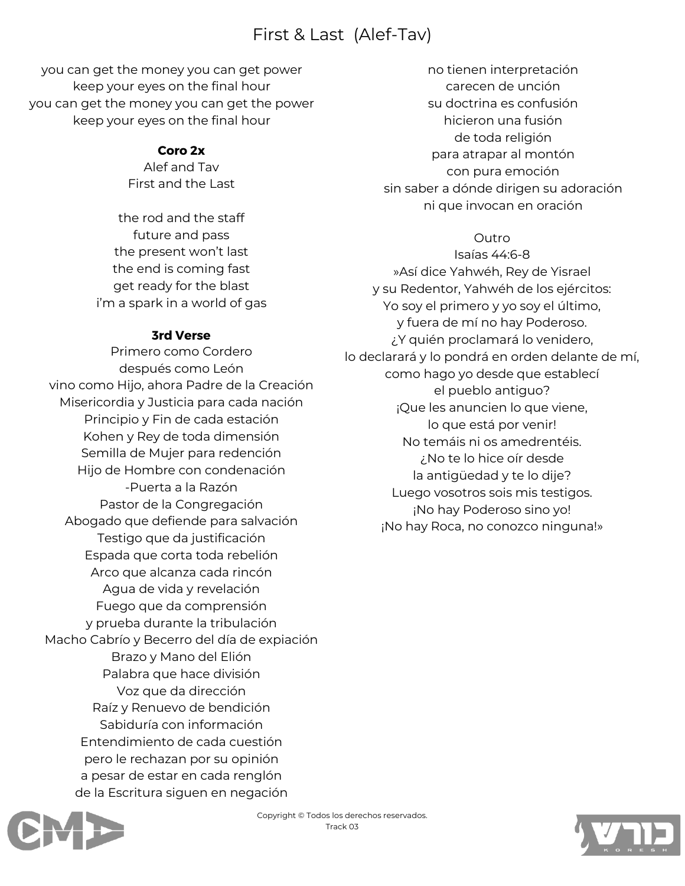# First & Last (Alef-Tav)

you can get the money you can get power
keep your eyes on the final hour
you can get the money you can get the power
keep your eyes on the final hour

**Coro 2x**
Alef and Tav
First and the Last

the rod and the staff
future and pass
the present won't last
the end is coming fast
get ready for the blast
i'm a spark in a world of gas

**3rd Verse**
Primero como Cordero
después como León
vino como Hijo, ahora Padre de la Creación
Misericordia y Justicia para cada nación
Principio y Fin de cada estación
Kohen y Rey de toda dimensión
Semilla de Mujer para redención
Hijo de Hombre con condenación
-Puerta a la Razón
Pastor de la Congregación
Abogado que defiende para salvación
Testigo que da justificación
Espada que corta toda rebelión
Arco que alcanza cada rincón
Agua de vida y revelación
Fuego que da comprensión
y prueba durante la tribulación
Macho Cabrío y Becerro del día de expiación
Brazo y Mano del Elión
Palabra que hace división
Voz que da dirección
Raíz y Renuevo de bendición
Sabiduría con información
Entendimiento de cada cuestión
pero le rechazan por su opinión
a pesar de estar en cada renglón
de la Escritura siguen en negación
no tienen interpretación
carecen de unción
su doctrina es confusión
hicieron una fusión
de toda religión
para atrapar al montón
con pura emoción
sin saber a dónde dirigen su adoración
ni que invocan en oración

Outro
Isaías 44:6-8
»Así dice Yahwéh, Rey de Yisrael
y su Redentor, Yahwéh de los ejércitos:
Yo soy el primero y yo soy el último,
y fuera de mí no hay Poderoso.
¿Y quién proclamará lo venidero,
lo declarará y lo pondrá en orden delante de mí,
como hago yo desde que establecí
el pueblo antiguo?
¡Que les anuncien lo que viene,
lo que está por venir!
No temáis ni os amedrentéis.
¿No te lo hice oír desde
la antigüedad y te lo dije?
Luego vosotros sois mis testigos.
¡No hay Poderoso sino yo!
¡No hay Roca, no conozco ninguna!»

Copyright © Todos los derechos reservados.
Track 03